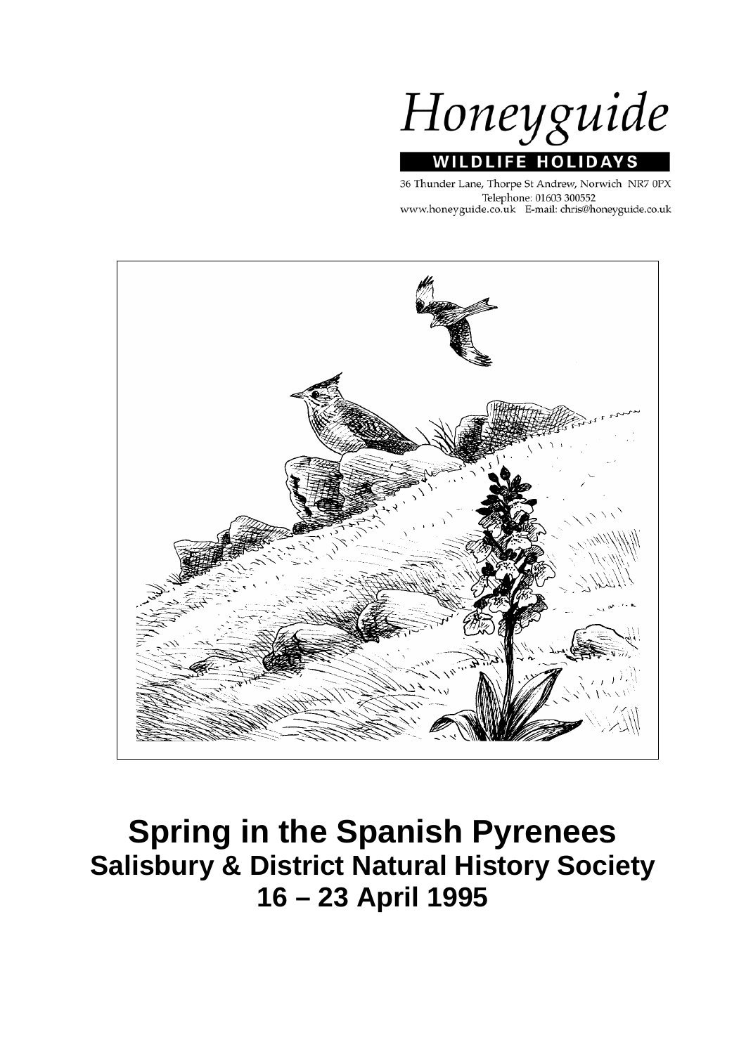Honeyguide

WILDLIFE HOLIDAYS

36 Thunder Lane, Thorpe St Andrew, Norwich NR7 0PX
Telephone: 01603 300552
www.honeyguide.co.uk E-mail: chris@honeyguide.co.uk

# Spring in the Spanish Pyrenees
## Salisbury & District Natural History Society
## 16 – 23 April 1995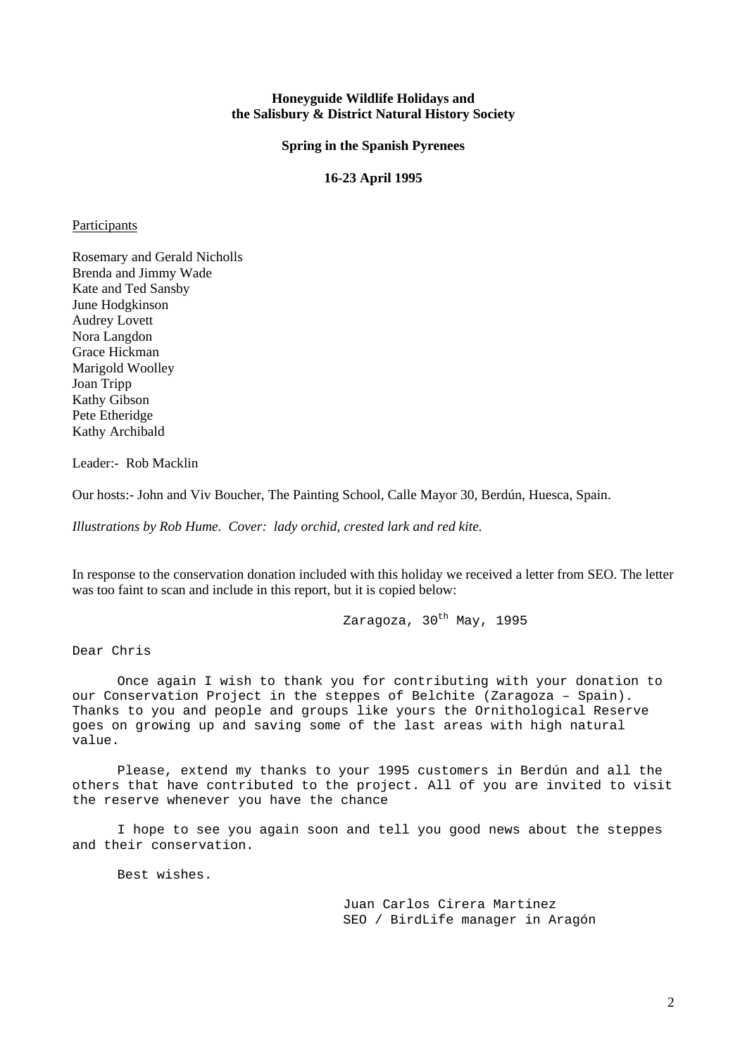**Honeyguide Wildlife Holidays and the Salisbury & District Natural History Society**

**Spring in the Spanish Pyrenees**

**16-23 April 1995**

Participants

Rosemary and Gerald Nicholls
Brenda and Jimmy Wade
Kate and Ted Sansby
June Hodgkinson
Audrey Lovett
Nora Langdon
Grace Hickman
Marigold Woolley
Joan Tripp
Kathy Gibson
Pete Etheridge
Kathy Archibald

Leader:- Rob Macklin

Our hosts:- John and Viv Boucher, The Painting School, Calle Mayor 30, Berdún, Huesca, Spain.

*Illustrations by Rob Hume. Cover: lady orchid, crested lark and red kite.*

In response to the conservation donation included with this holiday we received a letter from SEO. The letter was too faint to scan and include in this report, but it is copied below:

Zaragoza, 30th May, 1995

Dear Chris

Once again I wish to thank you for contributing with your donation to our Conservation Project in the steppes of Belchite (Zaragoza – Spain). Thanks to you and people and groups like yours the Ornithological Reserve goes on growing up and saving some of the last areas with high natural value.

Please, extend my thanks to your 1995 customers in Berdún and all the others that have contributed to the project. All of you are invited to visit the reserve whenever you have the chance

I hope to see you again soon and tell you good news about the steppes and their conservation.

Best wishes.

Juan Carlos Cirera Martinez
SEO / BirdLife manager in Aragón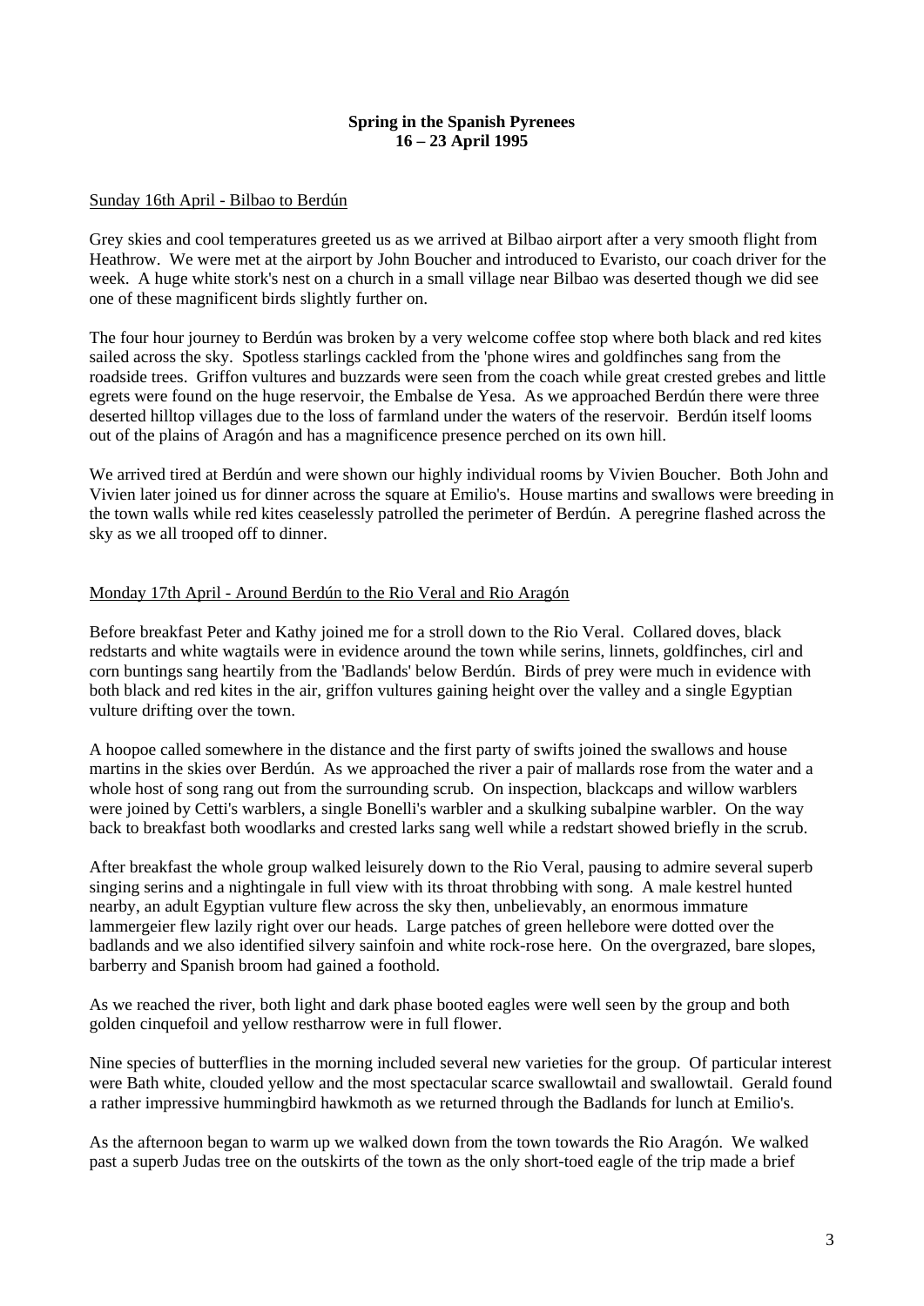**Spring in the Spanish Pyrenees**
**16 – 23 April 1995**

Sunday 16th April - Bilbao to Berdún

Grey skies and cool temperatures greeted us as we arrived at Bilbao airport after a very smooth flight from Heathrow. We were met at the airport by John Boucher and introduced to Evaristo, our coach driver for the week. A huge white stork's nest on a church in a small village near Bilbao was deserted though we did see one of these magnificent birds slightly further on.

The four hour journey to Berdún was broken by a very welcome coffee stop where both black and red kites sailed across the sky. Spotless starlings cackled from the 'phone wires and goldfinches sang from the roadside trees. Griffon vultures and buzzards were seen from the coach while great crested grebes and little egrets were found on the huge reservoir, the Embalse de Yesa. As we approached Berdún there were three deserted hilltop villages due to the loss of farmland under the waters of the reservoir. Berdún itself looms out of the plains of Aragón and has a magnificence presence perched on its own hill.

We arrived tired at Berdún and were shown our highly individual rooms by Vivien Boucher. Both John and Vivien later joined us for dinner across the square at Emilio's. House martins and swallows were breeding in the town walls while red kites ceaselessly patrolled the perimeter of Berdún. A peregrine flashed across the sky as we all trooped off to dinner.

Monday 17th April - Around Berdún to the Rio Veral and Rio Aragón

Before breakfast Peter and Kathy joined me for a stroll down to the Rio Veral. Collared doves, black redstarts and white wagtails were in evidence around the town while serins, linnets, goldfinches, cirl and corn buntings sang heartily from the 'Badlands' below Berdún. Birds of prey were much in evidence with both black and red kites in the air, griffon vultures gaining height over the valley and a single Egyptian vulture drifting over the town.

A hoopoe called somewhere in the distance and the first party of swifts joined the swallows and house martins in the skies over Berdún. As we approached the river a pair of mallards rose from the water and a whole host of song rang out from the surrounding scrub. On inspection, blackcaps and willow warblers were joined by Cetti's warblers, a single Bonelli's warbler and a skulking subalpine warbler. On the way back to breakfast both woodlarks and crested larks sang well while a redstart showed briefly in the scrub.

After breakfast the whole group walked leisurely down to the Rio Veral, pausing to admire several superb singing serins and a nightingale in full view with its throat throbbing with song. A male kestrel hunted nearby, an adult Egyptian vulture flew across the sky then, unbelievably, an enormous immature lammergeier flew lazily right over our heads. Large patches of green hellebore were dotted over the badlands and we also identified silvery sainfoin and white rock-rose here. On the overgrazed, bare slopes, barberry and Spanish broom had gained a foothold.

As we reached the river, both light and dark phase booted eagles were well seen by the group and both golden cinquefoil and yellow restharrow were in full flower.

Nine species of butterflies in the morning included several new varieties for the group. Of particular interest were Bath white, clouded yellow and the most spectacular scarce swallowtail and swallowtail. Gerald found a rather impressive hummingbird hawkmoth as we returned through the Badlands for lunch at Emilio's.

As the afternoon began to warm up we walked down from the town towards the Rio Aragón. We walked past a superb Judas tree on the outskirts of the town as the only short-toed eagle of the trip made a brief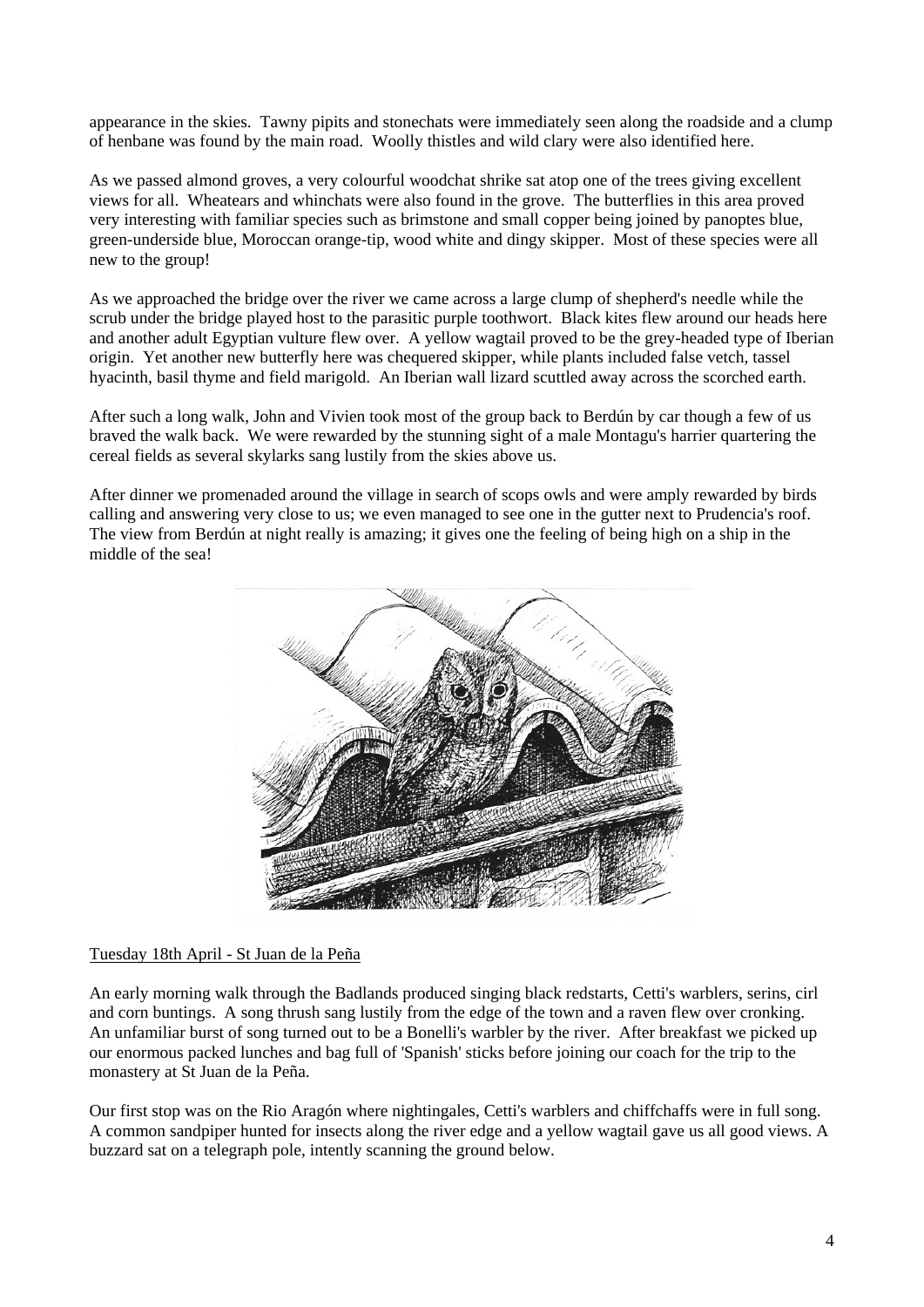appearance in the skies. Tawny pipits and stonechats were immediately seen along the roadside and a clump of henbane was found by the main road. Woolly thistles and wild clary were also identified here.

As we passed almond groves, a very colourful woodchat shrike sat atop one of the trees giving excellent views for all. Wheatears and whinchats were also found in the grove. The butterflies in this area proved very interesting with familiar species such as brimstone and small copper being joined by panoptes blue, green-underside blue, Moroccan orange-tip, wood white and dingy skipper. Most of these species were all new to the group!

As we approached the bridge over the river we came across a large clump of shepherd's needle while the scrub under the bridge played host to the parasitic purple toothwort. Black kites flew around our heads here and another adult Egyptian vulture flew over. A yellow wagtail proved to be the grey-headed type of Iberian origin. Yet another new butterfly here was chequered skipper, while plants included false vetch, tassel hyacinth, basil thyme and field marigold. An Iberian wall lizard scuttled away across the scorched earth.

After such a long walk, John and Vivien took most of the group back to Berdún by car though a few of us braved the walk back. We were rewarded by the stunning sight of a male Montagu's harrier quartering the cereal fields as several skylarks sang lustily from the skies above us.

After dinner we promenaded around the village in search of scops owls and were amply rewarded by birds calling and answering very close to us; we even managed to see one in the gutter next to Prudencia's roof. The view from Berdún at night really is amazing; it gives one the feeling of being high on a ship in the middle of the sea!

Tuesday 18th April - St Juan de la Peña

An early morning walk through the Badlands produced singing black redstarts, Cetti's warblers, serins, cirl and corn buntings. A song thrush sang lustily from the edge of the town and a raven flew over cronking. An unfamiliar burst of song turned out to be a Bonelli's warbler by the river. After breakfast we picked up our enormous packed lunches and bag full of 'Spanish' sticks before joining our coach for the trip to the monastery at St Juan de la Peña.

Our first stop was on the Rio Aragón where nightingales, Cetti's warblers and chiffchaffs were in full song. A common sandpiper hunted for insects along the river edge and a yellow wagtail gave us all good views. A buzzard sat on a telegraph pole, intently scanning the ground below.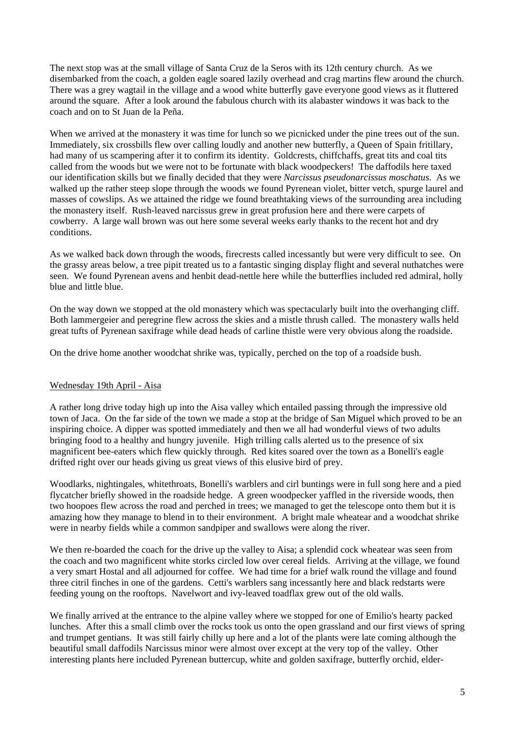The next stop was at the small village of Santa Cruz de la Seros with its 12th century church. As we disembarked from the coach, a golden eagle soared lazily overhead and crag martins flew around the church. There was a grey wagtail in the village and a wood white butterfly gave everyone good views as it fluttered around the square. After a look around the fabulous church with its alabaster windows it was back to the coach and on to St Juan de la Peña.

When we arrived at the monastery it was time for lunch so we picnicked under the pine trees out of the sun. Immediately, six crossbills flew over calling loudly and another new butterfly, a Queen of Spain fritillary, had many of us scampering after it to confirm its identity. Goldcrests, chiffchaffs, great tits and coal tits called from the woods but we were not to be fortunate with black woodpeckers! The daffodils here taxed our identification skills but we finally decided that they were *Narcissus pseudonarcissus moschatus*. As we walked up the rather steep slope through the woods we found Pyrenean violet, bitter vetch, spurge laurel and masses of cowslips. As we attained the ridge we found breathtaking views of the surrounding area including the monastery itself. Rush-leaved narcissus grew in great profusion here and there were carpets of cowberry. A large wall brown was out here some several weeks early thanks to the recent hot and dry conditions.

As we walked back down through the woods, firecrests called incessantly but were very difficult to see. On the grassy areas below, a tree pipit treated us to a fantastic singing display flight and several nuthatches were seen. We found Pyrenean avens and henbit dead-nettle here while the butterflies included red admiral, holly blue and little blue.

On the way down we stopped at the old monastery which was spectacularly built into the overhanging cliff. Both lammergeier and peregrine flew across the skies and a mistle thrush called. The monastery walls held great tufts of Pyrenean saxifrage while dead heads of carline thistle were very obvious along the roadside.

On the drive home another woodchat shrike was, typically, perched on the top of a roadside bush.

## Wednesday 19th April - Aisa

A rather long drive today high up into the Aisa valley which entailed passing through the impressive old town of Jaca. On the far side of the town we made a stop at the bridge of San Miguel which proved to be an inspiring choice. A dipper was spotted immediately and then we all had wonderful views of two adults bringing food to a healthy and hungry juvenile. High trilling calls alerted us to the presence of six magnificent bee-eaters which flew quickly through. Red kites soared over the town as a Bonelli's eagle drifted right over our heads giving us great views of this elusive bird of prey.

Woodlarks, nightingales, whitethroats, Bonelli's warblers and cirl buntings were in full song here and a pied flycatcher briefly showed in the roadside hedge. A green woodpecker yaffled in the riverside woods, then two hoopoes flew across the road and perched in trees; we managed to get the telescope onto them but it is amazing how they manage to blend in to their environment. A bright male wheatear and a woodchat shrike were in nearby fields while a common sandpiper and swallows were along the river.

We then re-boarded the coach for the drive up the valley to Aisa; a splendid cock wheatear was seen from the coach and two magnificent white storks circled low over cereal fields. Arriving at the village, we found a very smart Hostal and all adjourned for coffee. We had time for a brief walk round the village and found three citril finches in one of the gardens. Cetti's warblers sang incessantly here and black redstarts were feeding young on the rooftops. Navelwort and ivy-leaved toadflax grew out of the old walls.

We finally arrived at the entrance to the alpine valley where we stopped for one of Emilio's hearty packed lunches. After this a small climb over the rocks took us onto the open grassland and our first views of spring and trumpet gentians. It was still fairly chilly up here and a lot of the plants were late coming although the beautiful small daffodils Narcissus minor were almost over except at the very top of the valley. Other interesting plants here included Pyrenean buttercup, white and golden saxifrage, butterfly orchid, elder-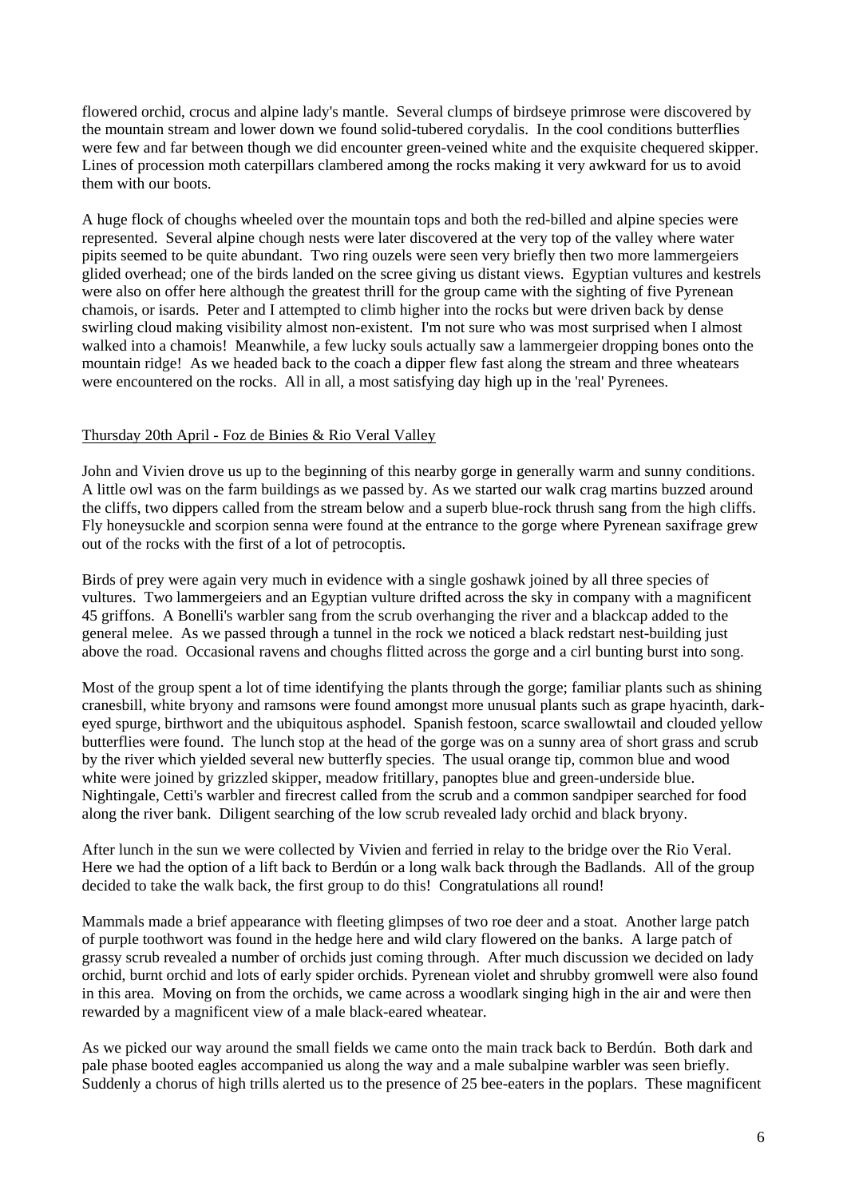flowered orchid, crocus and alpine lady's mantle. Several clumps of birdseye primrose were discovered by the mountain stream and lower down we found solid-tubered corydalis. In the cool conditions butterflies were few and far between though we did encounter green-veined white and the exquisite chequered skipper. Lines of procession moth caterpillars clambered among the rocks making it very awkward for us to avoid them with our boots.

A huge flock of choughs wheeled over the mountain tops and both the red-billed and alpine species were represented. Several alpine chough nests were later discovered at the very top of the valley where water pipits seemed to be quite abundant. Two ring ouzels were seen very briefly then two more lammergeiers glided overhead; one of the birds landed on the scree giving us distant views. Egyptian vultures and kestrels were also on offer here although the greatest thrill for the group came with the sighting of five Pyrenean chamois, or isards. Peter and I attempted to climb higher into the rocks but were driven back by dense swirling cloud making visibility almost non-existent. I'm not sure who was most surprised when I almost walked into a chamois! Meanwhile, a few lucky souls actually saw a lammergeier dropping bones onto the mountain ridge! As we headed back to the coach a dipper flew fast along the stream and three wheatears were encountered on the rocks. All in all, a most satisfying day high up in the 'real' Pyrenees.

Thursday 20th April - Foz de Binies & Rio Veral Valley

John and Vivien drove us up to the beginning of this nearby gorge in generally warm and sunny conditions. A little owl was on the farm buildings as we passed by. As we started our walk crag martins buzzed around the cliffs, two dippers called from the stream below and a superb blue-rock thrush sang from the high cliffs. Fly honeysuckle and scorpion senna were found at the entrance to the gorge where Pyrenean saxifrage grew out of the rocks with the first of a lot of petrocoptis.

Birds of prey were again very much in evidence with a single goshawk joined by all three species of vultures. Two lammergeiers and an Egyptian vulture drifted across the sky in company with a magnificent 45 griffons. A Bonelli's warbler sang from the scrub overhanging the river and a blackcap added to the general melee. As we passed through a tunnel in the rock we noticed a black redstart nest-building just above the road. Occasional ravens and choughs flitted across the gorge and a cirl bunting burst into song.

Most of the group spent a lot of time identifying the plants through the gorge; familiar plants such as shining cranesbill, white bryony and ramsons were found amongst more unusual plants such as grape hyacinth, dark-eyed spurge, birthwort and the ubiquitous asphodel. Spanish festoon, scarce swallowtail and clouded yellow butterflies were found. The lunch stop at the head of the gorge was on a sunny area of short grass and scrub by the river which yielded several new butterfly species. The usual orange tip, common blue and wood white were joined by grizzled skipper, meadow fritillary, panoptes blue and green-underside blue. Nightingale, Cetti's warbler and firecrest called from the scrub and a common sandpiper searched for food along the river bank. Diligent searching of the low scrub revealed lady orchid and black bryony.

After lunch in the sun we were collected by Vivien and ferried in relay to the bridge over the Rio Veral. Here we had the option of a lift back to Berdún or a long walk back through the Badlands. All of the group decided to take the walk back, the first group to do this! Congratulations all round!

Mammals made a brief appearance with fleeting glimpses of two roe deer and a stoat. Another large patch of purple toothwort was found in the hedge here and wild clary flowered on the banks. A large patch of grassy scrub revealed a number of orchids just coming through. After much discussion we decided on lady orchid, burnt orchid and lots of early spider orchids. Pyrenean violet and shrubby gromwell were also found in this area. Moving on from the orchids, we came across a woodlark singing high in the air and were then rewarded by a magnificent view of a male black-eared wheatear.

As we picked our way around the small fields we came onto the main track back to Berdún. Both dark and pale phase booted eagles accompanied us along the way and a male subalpine warbler was seen briefly. Suddenly a chorus of high trills alerted us to the presence of 25 bee-eaters in the poplars. These magnificent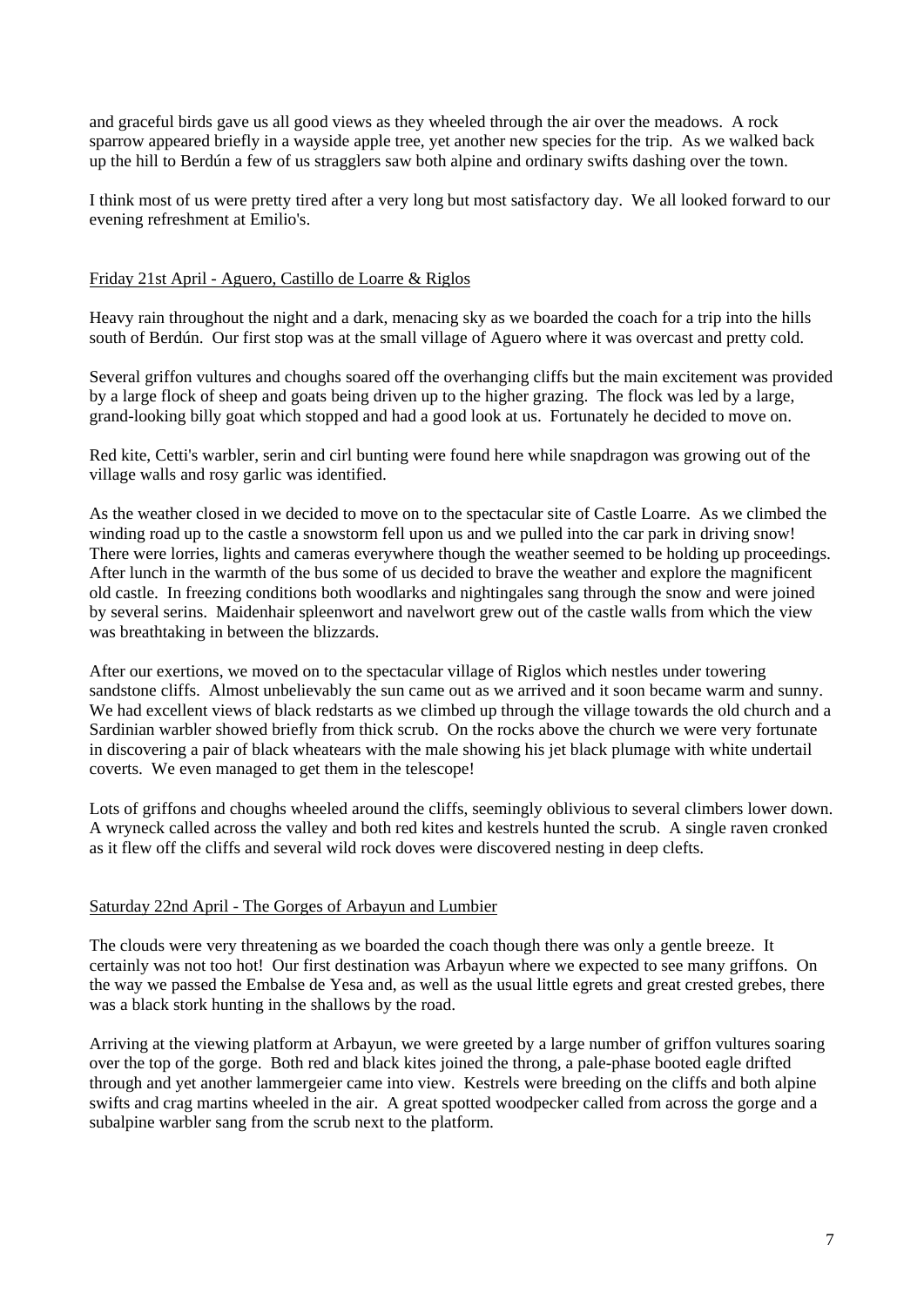and graceful birds gave us all good views as they wheeled through the air over the meadows. A rock sparrow appeared briefly in a wayside apple tree, yet another new species for the trip. As we walked back up the hill to Berdún a few of us stragglers saw both alpine and ordinary swifts dashing over the town.

I think most of us were pretty tired after a very long but most satisfactory day. We all looked forward to our evening refreshment at Emilio's.

## Friday 21st April - Aguero, Castillo de Loarre & Riglos

Heavy rain throughout the night and a dark, menacing sky as we boarded the coach for a trip into the hills south of Berdún. Our first stop was at the small village of Aguero where it was overcast and pretty cold.

Several griffon vultures and choughs soared off the overhanging cliffs but the main excitement was provided by a large flock of sheep and goats being driven up to the higher grazing. The flock was led by a large, grand-looking billy goat which stopped and had a good look at us. Fortunately he decided to move on.

Red kite, Cetti's warbler, serin and cirl bunting were found here while snapdragon was growing out of the village walls and rosy garlic was identified.

As the weather closed in we decided to move on to the spectacular site of Castle Loarre. As we climbed the winding road up to the castle a snowstorm fell upon us and we pulled into the car park in driving snow! There were lorries, lights and cameras everywhere though the weather seemed to be holding up proceedings. After lunch in the warmth of the bus some of us decided to brave the weather and explore the magnificent old castle. In freezing conditions both woodlarks and nightingales sang through the snow and were joined by several serins. Maidenhair spleenwort and navelwort grew out of the castle walls from which the view was breathtaking in between the blizzards.

After our exertions, we moved on to the spectacular village of Riglos which nestles under towering sandstone cliffs. Almost unbelievably the sun came out as we arrived and it soon became warm and sunny. We had excellent views of black redstarts as we climbed up through the village towards the old church and a Sardinian warbler showed briefly from thick scrub. On the rocks above the church we were very fortunate in discovering a pair of black wheatears with the male showing his jet black plumage with white undertail coverts. We even managed to get them in the telescope!

Lots of griffons and choughs wheeled around the cliffs, seemingly oblivious to several climbers lower down. A wryneck called across the valley and both red kites and kestrels hunted the scrub. A single raven cronked as it flew off the cliffs and several wild rock doves were discovered nesting in deep clefts.

## Saturday 22nd April - The Gorges of Arbayun and Lumbier

The clouds were very threatening as we boarded the coach though there was only a gentle breeze. It certainly was not too hot! Our first destination was Arbayun where we expected to see many griffons. On the way we passed the Embalse de Yesa and, as well as the usual little egrets and great crested grebes, there was a black stork hunting in the shallows by the road.

Arriving at the viewing platform at Arbayun, we were greeted by a large number of griffon vultures soaring over the top of the gorge. Both red and black kites joined the throng, a pale-phase booted eagle drifted through and yet another lammergeier came into view. Kestrels were breeding on the cliffs and both alpine swifts and crag martins wheeled in the air. A great spotted woodpecker called from across the gorge and a subalpine warbler sang from the scrub next to the platform.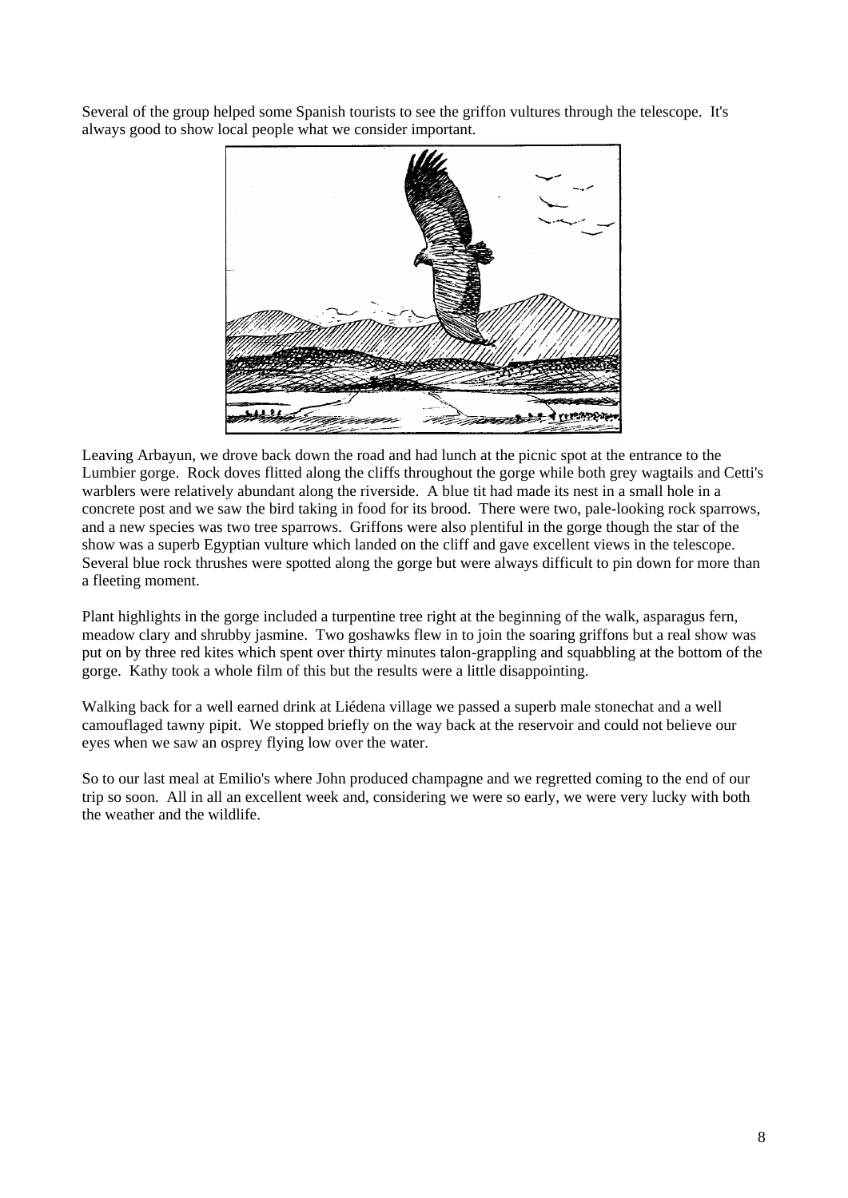Several of the group helped some Spanish tourists to see the griffon vultures through the telescope. It's always good to show local people what we consider important.

Leaving Arbayun, we drove back down the road and had lunch at the picnic spot at the entrance to the Lumbier gorge. Rock doves flitted along the cliffs throughout the gorge while both grey wagtails and Cetti's warblers were relatively abundant along the riverside. A blue tit had made its nest in a small hole in a concrete post and we saw the bird taking in food for its brood. There were two, pale-looking rock sparrows, and a new species was two tree sparrows. Griffons were also plentiful in the gorge though the star of the show was a superb Egyptian vulture which landed on the cliff and gave excellent views in the telescope. Several blue rock thrushes were spotted along the gorge but were always difficult to pin down for more than a fleeting moment.

Plant highlights in the gorge included a turpentine tree right at the beginning of the walk, asparagus fern, meadow clary and shrubby jasmine. Two goshawks flew in to join the soaring griffons but a real show was put on by three red kites which spent over thirty minutes talon-grappling and squabbling at the bottom of the gorge. Kathy took a whole film of this but the results were a little disappointing.

Walking back for a well earned drink at Liédena village we passed a superb male stonechat and a well camouflaged tawny pipit. We stopped briefly on the way back at the reservoir and could not believe our eyes when we saw an osprey flying low over the water.

So to our last meal at Emilio's where John produced champagne and we regretted coming to the end of our trip so soon. All in all an excellent week and, considering we were so early, we were very lucky with both the weather and the wildlife.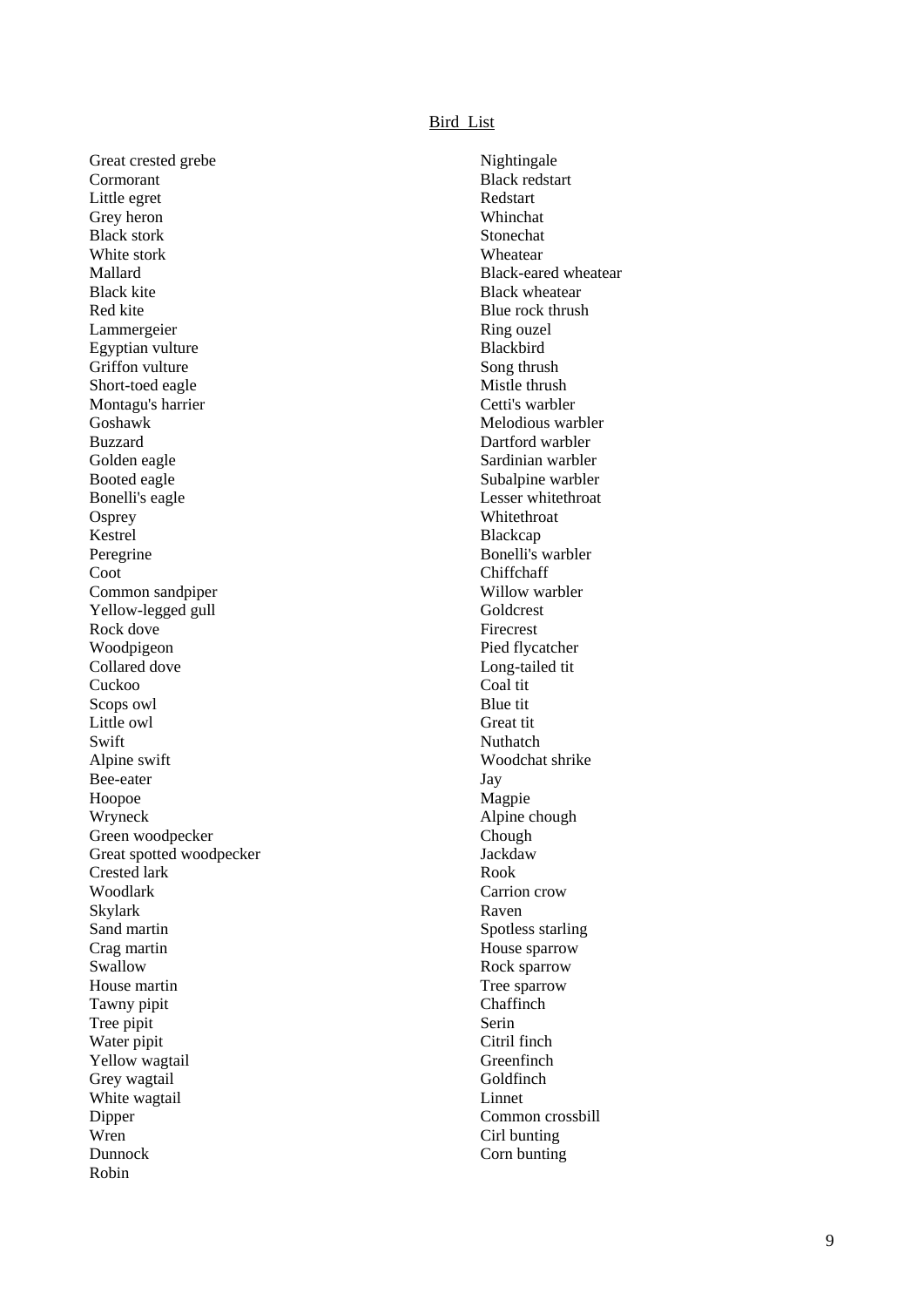## Bird List

Great crested grebe
Cormorant
Little egret
Grey heron
Black stork
White stork
Mallard
Black kite
Red kite
Lammergeier
Egyptian vulture
Griffon vulture
Short-toed eagle
Montagu's harrier
Goshawk
Buzzard
Golden eagle
Booted eagle
Bonelli's eagle
Osprey
Kestrel
Peregrine
Coot
Common sandpiper
Yellow-legged gull
Rock dove
Woodpigeon
Collared dove
Cuckoo
Scops owl
Little owl
Swift
Alpine swift
Bee-eater
Hoopoe
Wryneck
Green woodpecker
Great spotted woodpecker
Crested lark
Woodlark
Skylark
Sand martin
Crag martin
Swallow
House martin
Tawny pipit
Tree pipit
Water pipit
Yellow wagtail
Grey wagtail
White wagtail
Dipper
Wren
Dunnock
Robin
Nightingale
Black redstart
Redstart
Whinchat
Stonechat
Wheatear
Black-eared wheatear
Black wheatear
Blue rock thrush
Ring ouzel
Blackbird
Song thrush
Mistle thrush
Cetti's warbler
Melodious warbler
Dartford warbler
Sardinian warbler
Subalpine warbler
Lesser whitethroat
Whitethroat
Blackcap
Bonelli's warbler
Chiffchaff
Willow warbler
Goldcrest
Firecrest
Pied flycatcher
Long-tailed tit
Coal tit
Blue tit
Great tit
Nuthatch
Woodchat shrike
Jay
Magpie
Alpine chough
Chough
Jackdaw
Rook
Carrion crow
Raven
Spotless starling
House sparrow
Rock sparrow
Tree sparrow
Chaffinch
Serin
Citril finch
Greenfinch
Goldfinch
Linnet
Common crossbill
Cirl bunting
Corn bunting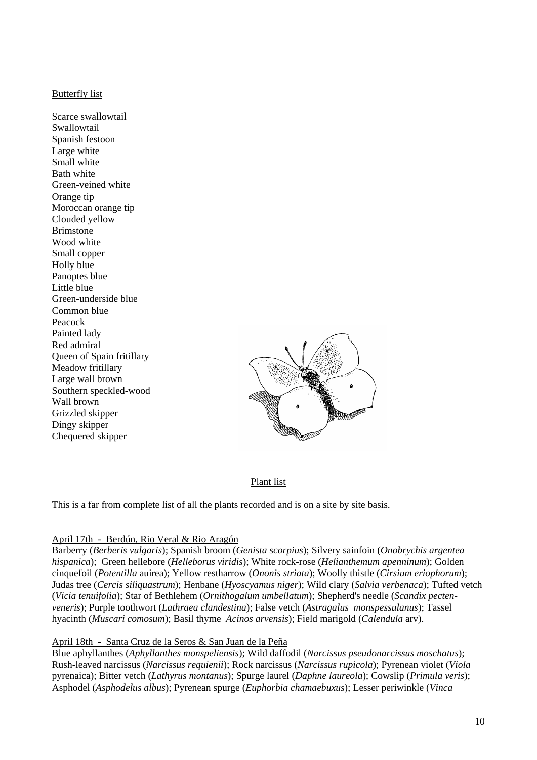Butterfly list

Scarce swallowtail
Swallowtail
Spanish festoon
Large white
Small white
Bath white
Green-veined white
Orange tip
Moroccan orange tip
Clouded yellow
Brimstone
Wood white
Small copper
Holly blue
Panoptes blue
Little blue
Green-underside blue
Common blue
Peacock
Painted lady
Red admiral
Queen of Spain fritillary
Meadow fritillary
Large wall brown
Southern speckled-wood
Wall brown
Grizzled skipper
Dingy skipper
Chequered skipper

Plant list

This is a far from complete list of all the plants recorded and is on a site by site basis.

April 17th - Berdún, Rio Veral & Rio Aragón

Barberry (*Berberis vulgaris*); Spanish broom (*Genista scorpius*); Silvery sainfoin (*Onobrychis argentea hispanica*); Green hellebore (*Helleborus viridis*); White rock-rose (*Helianthemum apenninum*); Golden cinquefoil (*Potentilla* auirea); Yellow restharrow (*Ononis striata*); Woolly thistle (*Cirsium eriophorum*); Judas tree (*Cercis siliquastrum*); Henbane (*Hyoscyamus niger*); Wild clary (*Salvia verbenaca*); Tufted vetch (*Vicia tenuifolia*); Star of Bethlehem (*Ornithogalum umbellatum*); Shepherd's needle (*Scandix pecten-veneris*); Purple toothwort (*Lathraea clandestina*); False vetch (*Astragalus monspessulanus*); Tassel hyacinth (*Muscari comosum*); Basil thyme *Acinos arvensis*); Field marigold (*Calendula* arv).

April 18th - Santa Cruz de la Seros & San Juan de la Peña

Blue aphyllanthes (*Aphyllanthes monspeliensis*); Wild daffodil (*Narcissus pseudonarcissus moschatus*); Rush-leaved narcissus (*Narcissus requienii*); Rock narcissus (*Narcissus rupicola*); Pyrenean violet (*Viola* pyrenaica); Bitter vetch (*Lathyrus montanus*); Spurge laurel (*Daphne laureola*); Cowslip (*Primula veris*); Asphodel (*Asphodelus albus*); Pyrenean spurge (*Euphorbia chamaebuxus*); Lesser periwinkle (*Vinca*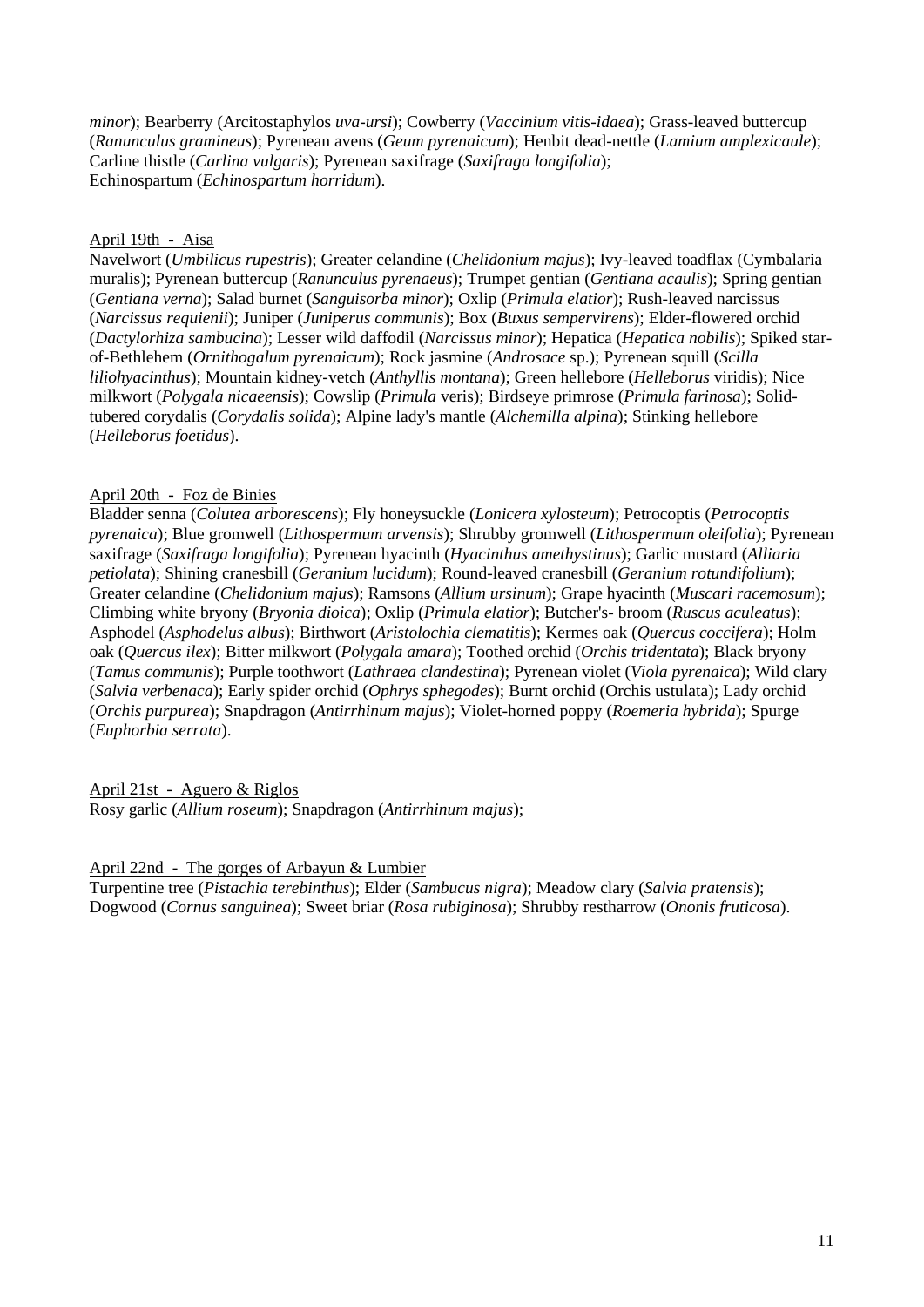*minor*); Bearberry (Arcitostaphylos *uva-ursi*); Cowberry (*Vaccinium vitis-idaea*); Grass-leaved buttercup (*Ranunculus gramineus*); Pyrenean avens (*Geum pyrenaicum*); Henbit dead-nettle (*Lamium amplexicaule*); Carline thistle (*Carlina vulgaris*); Pyrenean saxifrage (*Saxifraga longifolia*); Echinospartum (*Echinospartum horridum*).

April 19th - Aisa

Navelwort (*Umbilicus rupestris*); Greater celandine (*Chelidonium majus*); Ivy-leaved toadflax (Cymbalaria muralis); Pyrenean buttercup (*Ranunculus pyrenaeus*); Trumpet gentian (*Gentiana acaulis*); Spring gentian (*Gentiana verna*); Salad burnet (*Sanguisorba minor*); Oxlip (*Primula elatior*); Rush-leaved narcissus (*Narcissus requienii*); Juniper (*Juniperus communis*); Box (*Buxus sempervirens*); Elder-flowered orchid (*Dactylorhiza sambucina*); Lesser wild daffodil (*Narcissus minor*); Hepatica (*Hepatica nobilis*); Spiked star-of-Bethlehem (*Ornithogalum pyrenaicum*); Rock jasmine (*Androsace* sp.); Pyrenean squill (*Scilla liliohyacinthus*); Mountain kidney-vetch (*Anthyllis montana*); Green hellebore (*Helleborus* viridis); Nice milkwort (*Polygala nicaeensis*); Cowslip (*Primula* veris); Birdseye primrose (*Primula farinosa*); Solid-tubered corydalis (*Corydalis solida*); Alpine lady's mantle (*Alchemilla alpina*); Stinking hellebore (*Helleborus foetidus*).

April 20th - Foz de Binies

Bladder senna (*Colutea arborescens*); Fly honeysuckle (*Lonicera xylosteum*); Petrocoptis (*Petrocoptis pyrenaica*); Blue gromwell (*Lithospermum arvensis*); Shrubby gromwell (*Lithospermum oleifolia*); Pyrenean saxifrage (*Saxifraga longifolia*); Pyrenean hyacinth (*Hyacinthus amethystinus*); Garlic mustard (*Alliaria petiolata*); Shining cranesbill (*Geranium lucidum*); Round-leaved cranesbill (*Geranium rotundifolium*); Greater celandine (*Chelidonium majus*); Ramsons (*Allium ursinum*); Grape hyacinth (*Muscari racemosum*); Climbing white bryony (*Bryonia dioica*); Oxlip (*Primula elatior*); Butcher's- broom (*Ruscus aculeatus*); Asphodel (*Asphodelus albus*); Birthwort (*Aristolochia clematitis*); Kermes oak (*Quercus coccifera*); Holm oak (*Quercus ilex*); Bitter milkwort (*Polygala amara*); Toothed orchid (*Orchis tridentata*); Black bryony (*Tamus communis*); Purple toothwort (*Lathraea clandestina*); Pyrenean violet (*Viola pyrenaica*); Wild clary (*Salvia verbenaca*); Early spider orchid (*Ophrys sphegodes*); Burnt orchid (Orchis ustulata); Lady orchid (*Orchis purpurea*); Snapdragon (*Antirrhinum majus*); Violet-horned poppy (*Roemeria hybrida*); Spurge (*Euphorbia serrata*).

April 21st - Aguero & Riglos

Rosy garlic (*Allium roseum*); Snapdragon (*Antirrhinum majus*);

April 22nd - The gorges of Arbayun & Lumbier

Turpentine tree (*Pistachia terebinthus*); Elder (*Sambucus nigra*); Meadow clary (*Salvia pratensis*); Dogwood (*Cornus sanguinea*); Sweet briar (*Rosa rubiginosa*); Shrubby restharrow (*Ononis fruticosa*).